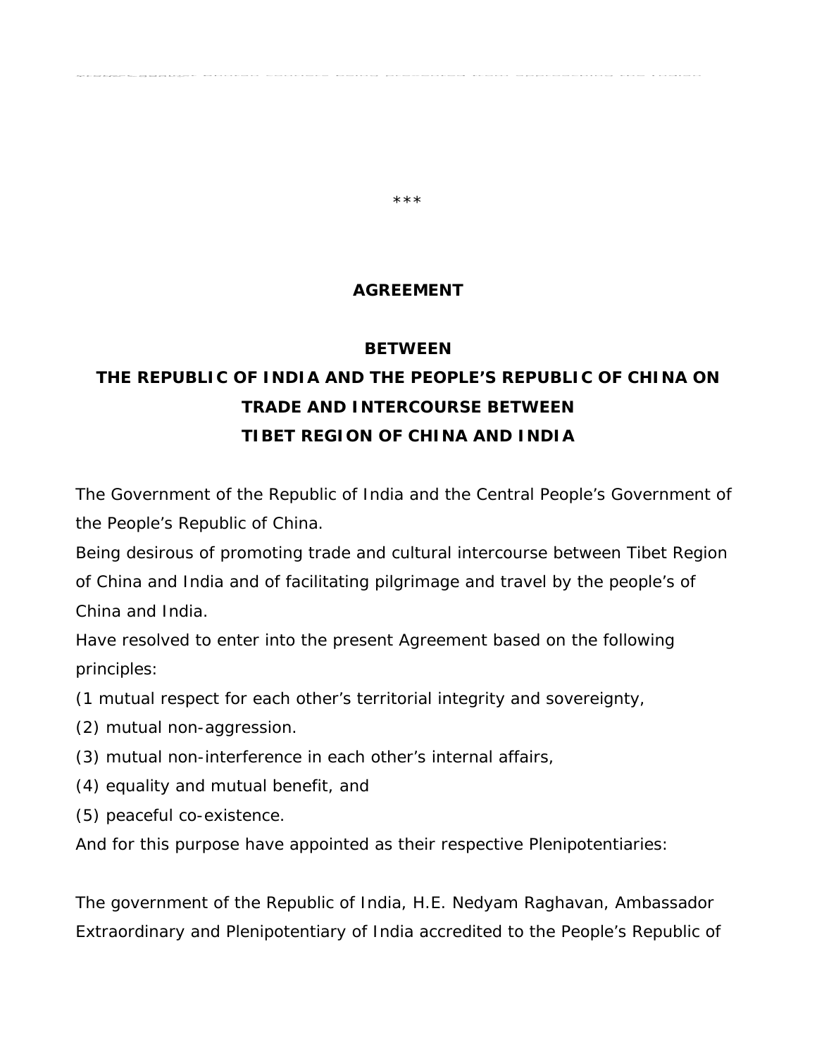\*\*\*

**AGREEMENT**

**BETWEEN**
**THE REPUBLIC OF INDIA AND THE PEOPLE'S REPUBLIC OF CHINA ON TRADE AND INTERCOURSE BETWEEN TIBET REGION OF CHINA AND INDIA**

The Government of the Republic of India and the Central People's Government of the People's Republic of China.

Being desirous of promoting trade and cultural intercourse between Tibet Region of China and India and of facilitating pilgrimage and travel by the people's of China and India.

Have resolved to enter into the present Agreement based on the following principles:

(1 mutual respect for each other's territorial integrity and sovereignty,

(2) mutual non-aggression.

(3) mutual non-interference in each other's internal affairs,

(4) equality and mutual benefit, and

(5) peaceful co-existence.

And for this purpose have appointed as their respective Plenipotentiaries:

The government of the Republic of India, H.E. Nedyam Raghavan, Ambassador Extraordinary and Plenipotentiary of India accredited to the People's Republic of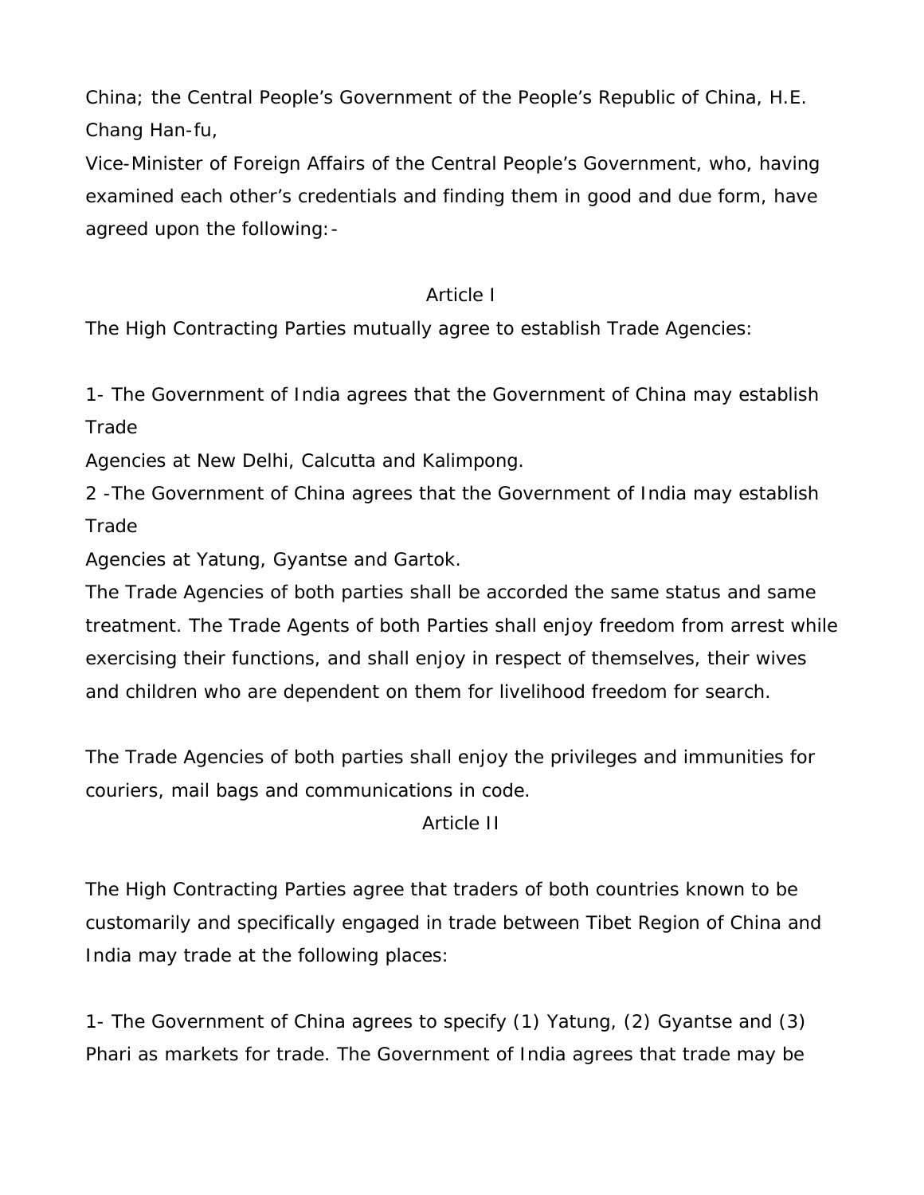China; the Central People's Government of the People's Republic of China, H.E. Chang Han-fu,
Vice-Minister of Foreign Affairs of the Central People's Government, who, having examined each other's credentials and finding them in good and due form, have agreed upon the following:-

## Article I

The High Contracting Parties mutually agree to establish Trade Agencies:

1- The Government of India agrees that the Government of China may establish Trade
Agencies at New Delhi, Calcutta and Kalimpong.
2 -The Government of China agrees that the Government of India may establish Trade
Agencies at Yatung, Gyantse and Gartok.
The Trade Agencies of both parties shall be accorded the same status and same treatment. The Trade Agents of both Parties shall enjoy freedom from arrest while exercising their functions, and shall enjoy in respect of themselves, their wives and children who are dependent on them for livelihood freedom for search.

The Trade Agencies of both parties shall enjoy the privileges and immunities for couriers, mail bags and communications in code.

## Article II

The High Contracting Parties agree that traders of both countries known to be customarily and specifically engaged in trade between Tibet Region of China and India may trade at the following places:

1- The Government of China agrees to specify (1) Yatung, (2) Gyantse and (3) Phari as markets for trade. The Government of India agrees that trade may be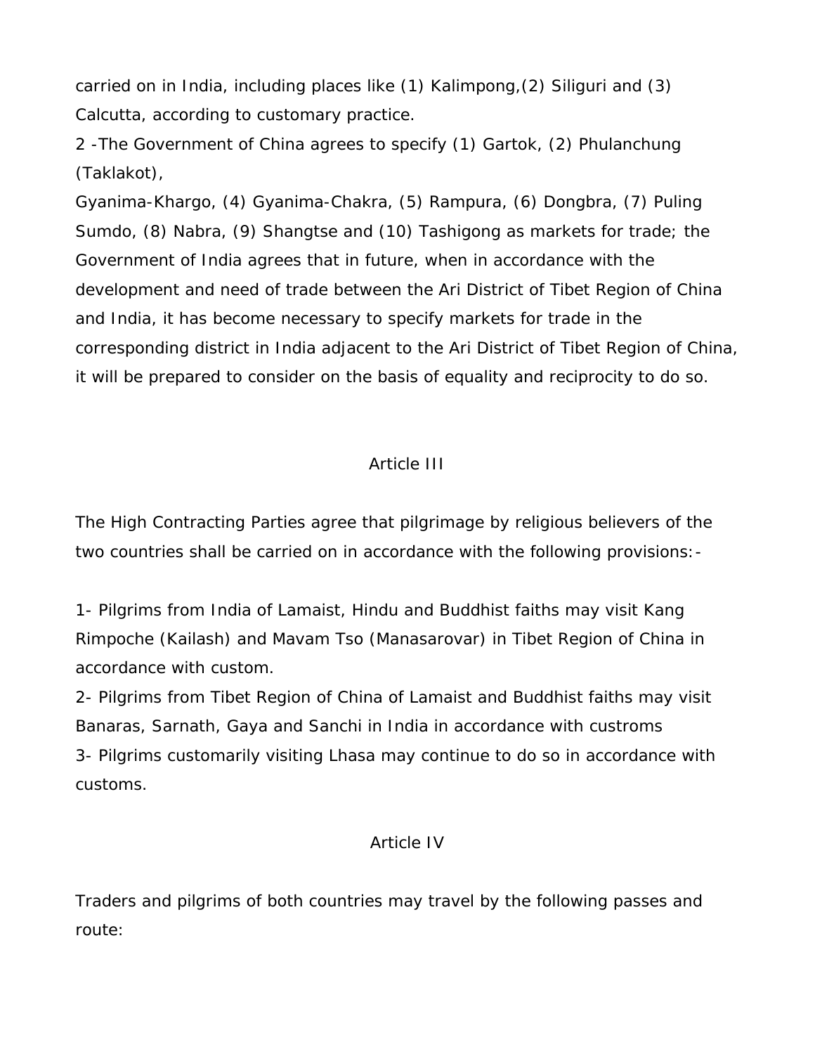carried on in India, including places like (1) Kalimpong,(2) Siliguri and (3) Calcutta, according to customary practice.

2 -The Government of China agrees to specify (1) Gartok, (2) Phulanchung (Taklakot),
Gyanima-Khargo, (4) Gyanima-Chakra, (5) Rampura, (6) Dongbra, (7) Puling Sumdo, (8) Nabra, (9) Shangtse and (10) Tashigong as markets for trade; the Government of India agrees that in future, when in accordance with the development and need of trade between the Ari District of Tibet Region of China and India, it has become necessary to specify markets for trade in the corresponding district in India adjacent to the Ari District of Tibet Region of China, it will be prepared to consider on the basis of equality and reciprocity to do so.

## Article III

The High Contracting Parties agree that pilgrimage by religious believers of the two countries shall be carried on in accordance with the following provisions:-

1- Pilgrims from India of Lamaist, Hindu and Buddhist faiths may visit Kang Rimpoche (Kailash) and Mavam Tso (Manasarovar) in Tibet Region of China in accordance with custom.

2- Pilgrims from Tibet Region of China of Lamaist and Buddhist faiths may visit Banaras, Sarnath, Gaya and Sanchi in India in accordance with custroms

3- Pilgrims customarily visiting Lhasa may continue to do so in accordance with customs.

## Article IV

Traders and pilgrims of both countries may travel by the following passes and route: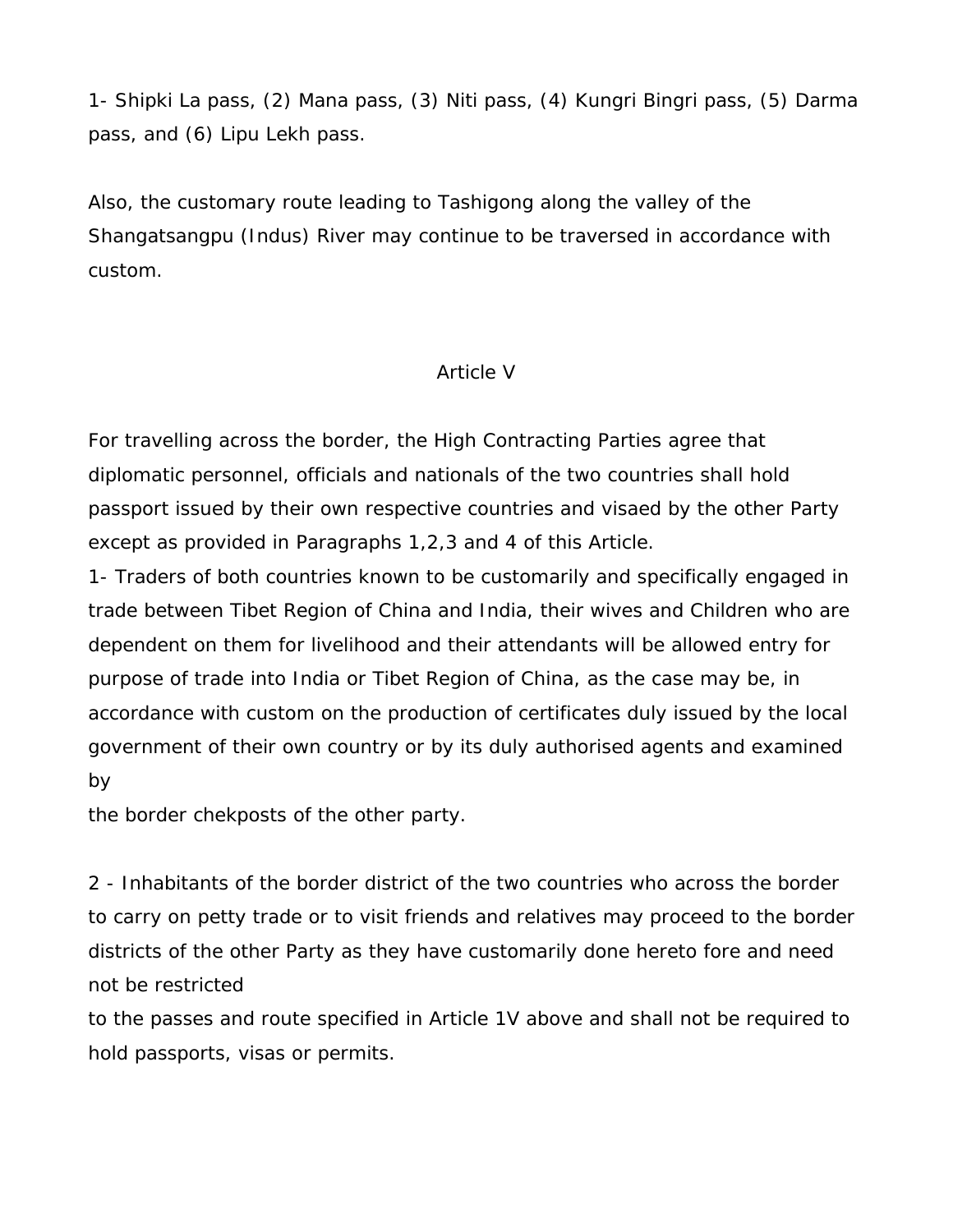1- Shipki La pass, (2) Mana pass, (3) Niti pass, (4) Kungri Bingri pass, (5) Darma pass, and (6) Lipu Lekh pass.

Also, the customary route leading to Tashigong along the valley of the Shangatsangpu (Indus) River may continue to be traversed in accordance with custom.

## Article V

For travelling across the border, the High Contracting Parties agree that diplomatic personnel, officials and nationals of the two countries shall hold passport issued by their own respective countries and visaed by the other Party except as provided in Paragraphs 1,2,3 and 4 of this Article.

1- Traders of both countries known to be customarily and specifically engaged in trade between Tibet Region of China and India, their wives and Children who are dependent on them for livelihood and their attendants will be allowed entry for purpose of trade into India or Tibet Region of China, as the case may be, in accordance with custom on the production of certificates duly issued by the local government of their own country or by its duly authorised agents and examined by the border chekposts of the other party.

2 - Inhabitants of the border district of the two countries who across the border to carry on petty trade or to visit friends and relatives may proceed to the border districts of the other Party as they have customarily done hereto fore and need not be restricted to the passes and route specified in Article 1V above and shall not be required to hold passports, visas or permits.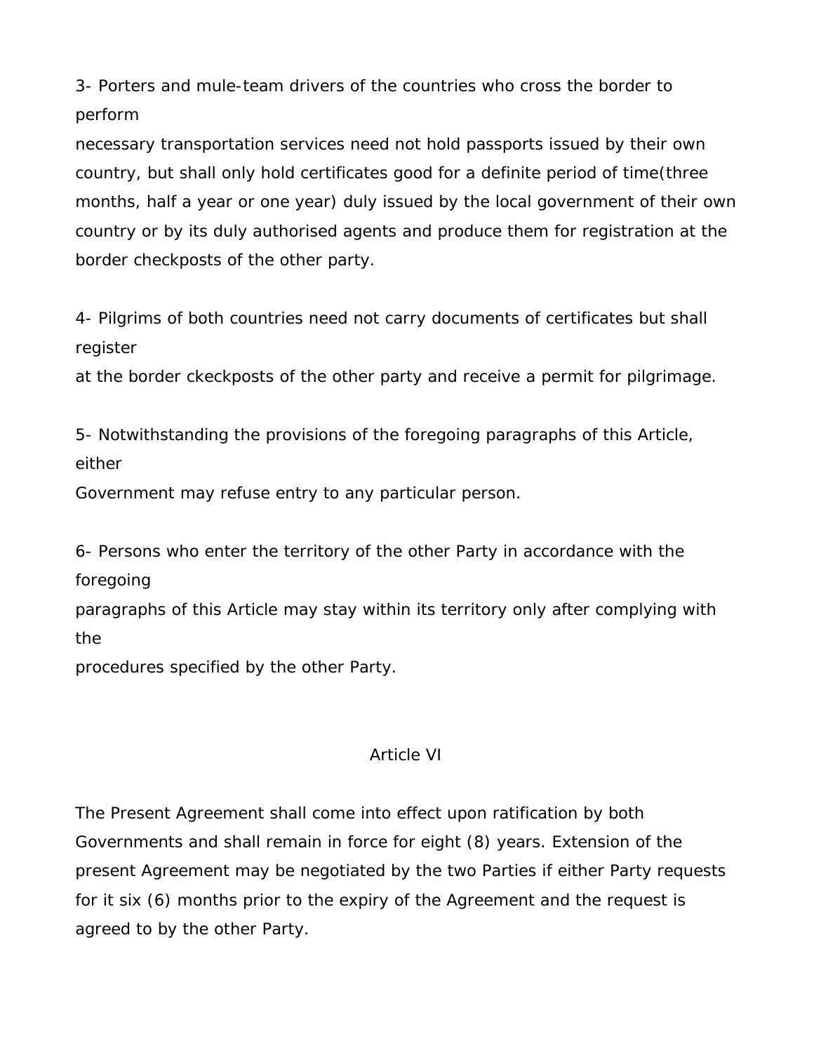3- Porters and mule-team drivers of the countries who cross the border to perform necessary transportation services need not hold passports issued by their own country, but shall only hold certificates good for a definite period of time(three months, half a year or one year) duly issued by the local government of their own country or by its duly authorised agents and produce them for registration at the border checkposts of the other party.

4- Pilgrims of both countries need not carry documents of certificates but shall register at the border ckeckposts of the other party and receive a permit for pilgrimage.

5- Notwithstanding the provisions of the foregoing paragraphs of this Article, either Government may refuse entry to any particular person.

6- Persons who enter the territory of the other Party in accordance with the foregoing paragraphs of this Article may stay within its territory only after complying with the procedures specified by the other Party.

## Article VI

The Present Agreement shall come into effect upon ratification by both Governments and shall remain in force for eight (8) years. Extension of the present Agreement may be negotiated by the two Parties if either Party requests for it six (6) months prior to the expiry of the Agreement and the request is agreed to by the other Party.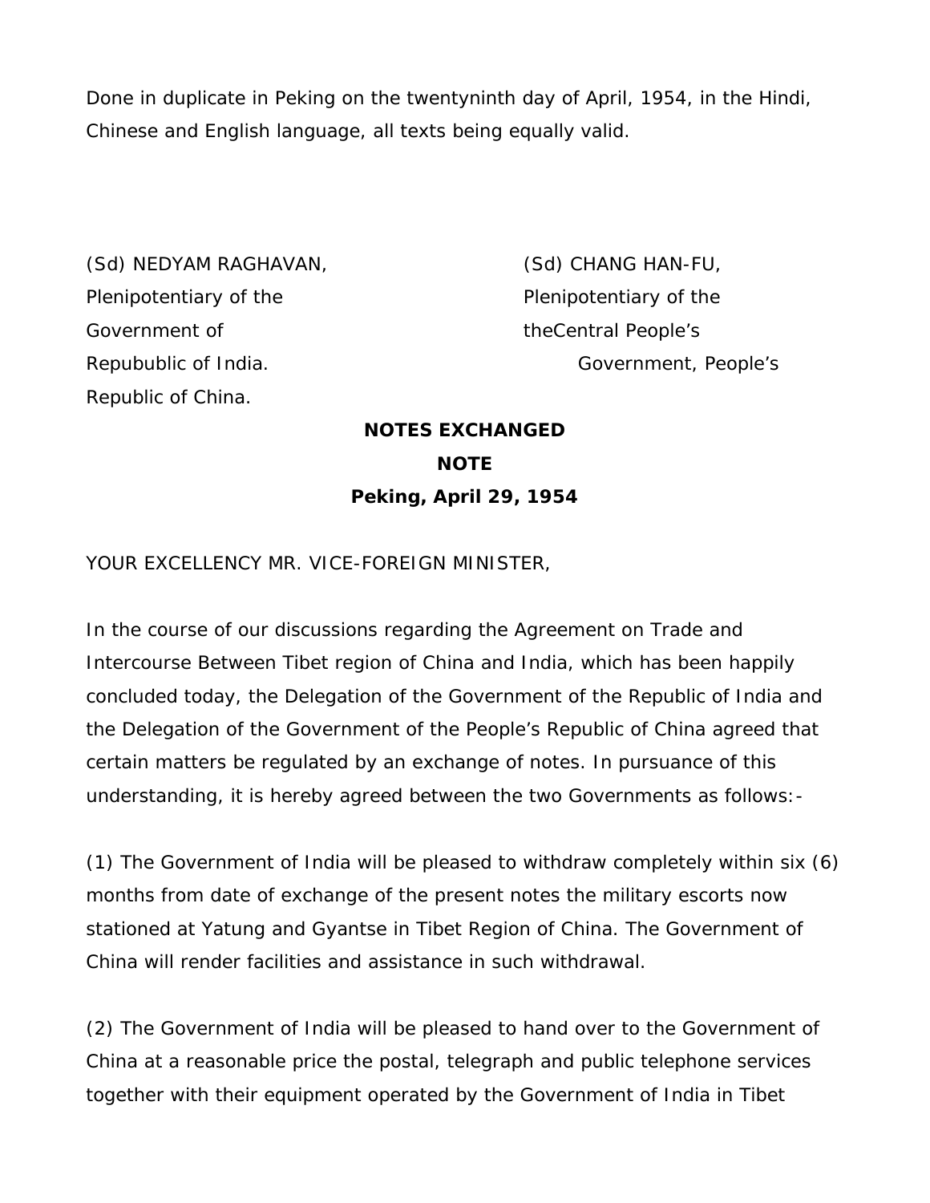Done in duplicate in Peking on the twentyninth day of April, 1954, in the Hindi, Chinese and English language, all texts being equally valid.

(Sd) NEDYAM RAGHAVAN,
Plenipotentiary of the
Government of
Repubublic of India.

(Sd) CHANG HAN-FU,
Plenipotentiary of the
theCentral People's
Government, People's
Republic of China.

**NOTES EXCHANGED**

**NOTE**

**Peking, April 29, 1954**

YOUR EXCELLENCY MR. VICE-FOREIGN MINISTER,

In the course of our discussions regarding the Agreement on Trade and Intercourse Between Tibet region of China and India, which has been happily concluded today, the Delegation of the Government of the Republic of India and the Delegation of the Government of the People's Republic of China agreed that certain matters be regulated by an exchange of notes. In pursuance of this understanding, it is hereby agreed between the two Governments as follows:-

(1) The Government of India will be pleased to withdraw completely within six (6) months from date of exchange of the present notes the military escorts now stationed at Yatung and Gyantse in Tibet Region of China. The Government of China will render facilities and assistance in such withdrawal.

(2) The Government of India will be pleased to hand over to the Government of China at a reasonable price the postal, telegraph and public telephone services together with their equipment operated by the Government of India in Tibet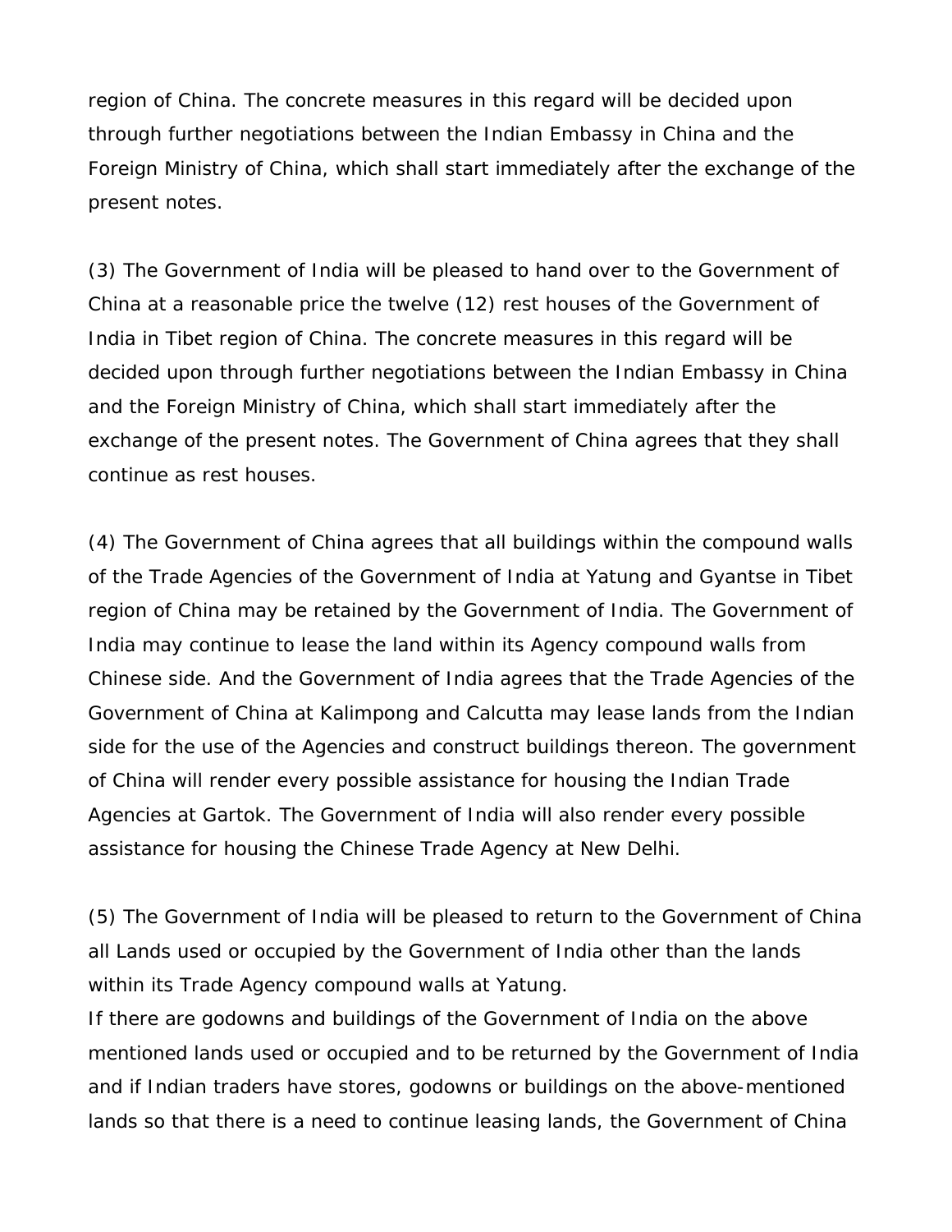region of China. The concrete measures in this regard will be decided upon through further negotiations between the Indian Embassy in China and the Foreign Ministry of China, which shall start immediately after the exchange of the present notes.

(3) The Government of India will be pleased to hand over to the Government of China at a reasonable price the twelve (12) rest houses of the Government of India in Tibet region of China. The concrete measures in this regard will be decided upon through further negotiations between the Indian Embassy in China and the Foreign Ministry of China, which shall start immediately after the exchange of the present notes. The Government of China agrees that they shall continue as rest houses.

(4) The Government of China agrees that all buildings within the compound walls of the Trade Agencies of the Government of India at Yatung and Gyantse in Tibet region of China may be retained by the Government of India. The Government of India may continue to lease the land within its Agency compound walls from Chinese side. And the Government of India agrees that the Trade Agencies of the Government of China at Kalimpong and Calcutta may lease lands from the Indian side for the use of the Agencies and construct buildings thereon. The government of China will render every possible assistance for housing the Indian Trade Agencies at Gartok. The Government of India will also render every possible assistance for housing the Chinese Trade Agency at New Delhi.

(5) The Government of India will be pleased to return to the Government of China all Lands used or occupied by the Government of India other than the lands within its Trade Agency compound walls at Yatung.
If there are godowns and buildings of the Government of India on the above mentioned lands used or occupied and to be returned by the Government of India and if Indian traders have stores, godowns or buildings on the above-mentioned lands so that there is a need to continue leasing lands, the Government of China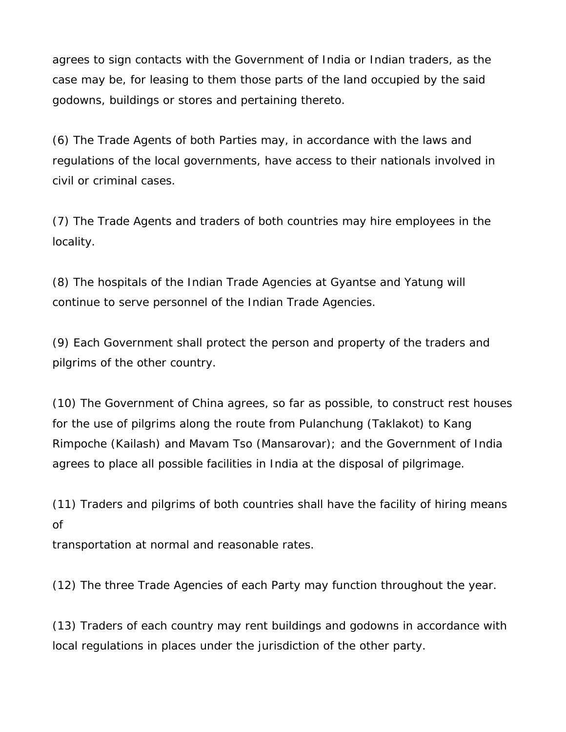agrees to sign contacts with the Government of India or Indian traders, as the case may be, for leasing to them those parts of the land occupied by the said godowns, buildings or stores and pertaining thereto.

(6) The Trade Agents of both Parties may, in accordance with the laws and regulations of the local governments, have access to their nationals involved in civil or criminal cases.

(7) The Trade Agents and traders of both countries may hire employees in the locality.

(8) The hospitals of the Indian Trade Agencies at Gyantse and Yatung will continue to serve personnel of the Indian Trade Agencies.

(9) Each Government shall protect the person and property of the traders and pilgrims of the other country.

(10) The Government of China agrees, so far as possible, to construct rest houses for the use of pilgrims along the route from Pulanchung (Taklakot) to Kang Rimpoche (Kailash) and Mavam Tso (Mansarovar); and the Government of India agrees to place all possible facilities in India at the disposal of pilgrimage.

(11) Traders and pilgrims of both countries shall have the facility of hiring means of transportation at normal and reasonable rates.

(12) The three Trade Agencies of each Party may function throughout the year.

(13) Traders of each country may rent buildings and godowns in accordance with local regulations in places under the jurisdiction of the other party.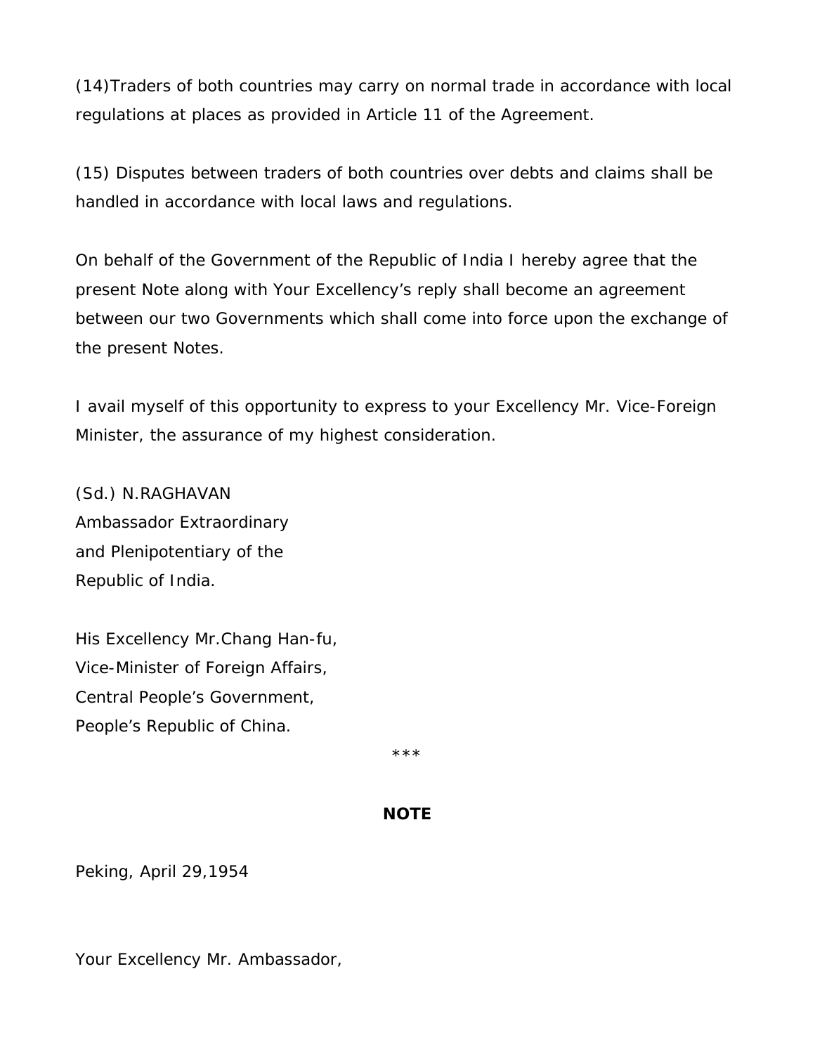(14)Traders of both countries may carry on normal trade in accordance with local regulations at places as provided in Article 11 of the Agreement.

(15) Disputes between traders of both countries over debts and claims shall be handled in accordance with local laws and regulations.

On behalf of the Government of the Republic of India I hereby agree that the present Note along with Your Excellency's reply shall become an agreement between our two Governments which shall come into force upon the exchange of the present Notes.

I avail myself of this opportunity to express to your Excellency Mr. Vice-Foreign Minister, the assurance of my highest consideration.

(Sd.) N.RAGHAVAN
Ambassador Extraordinary
and Plenipotentiary of the
Republic of India.

His Excellency Mr.Chang Han-fu,
Vice-Minister of Foreign Affairs,
Central People's Government,
People's Republic of China.

***

**NOTE**

Peking, April 29,1954

Your Excellency Mr. Ambassador,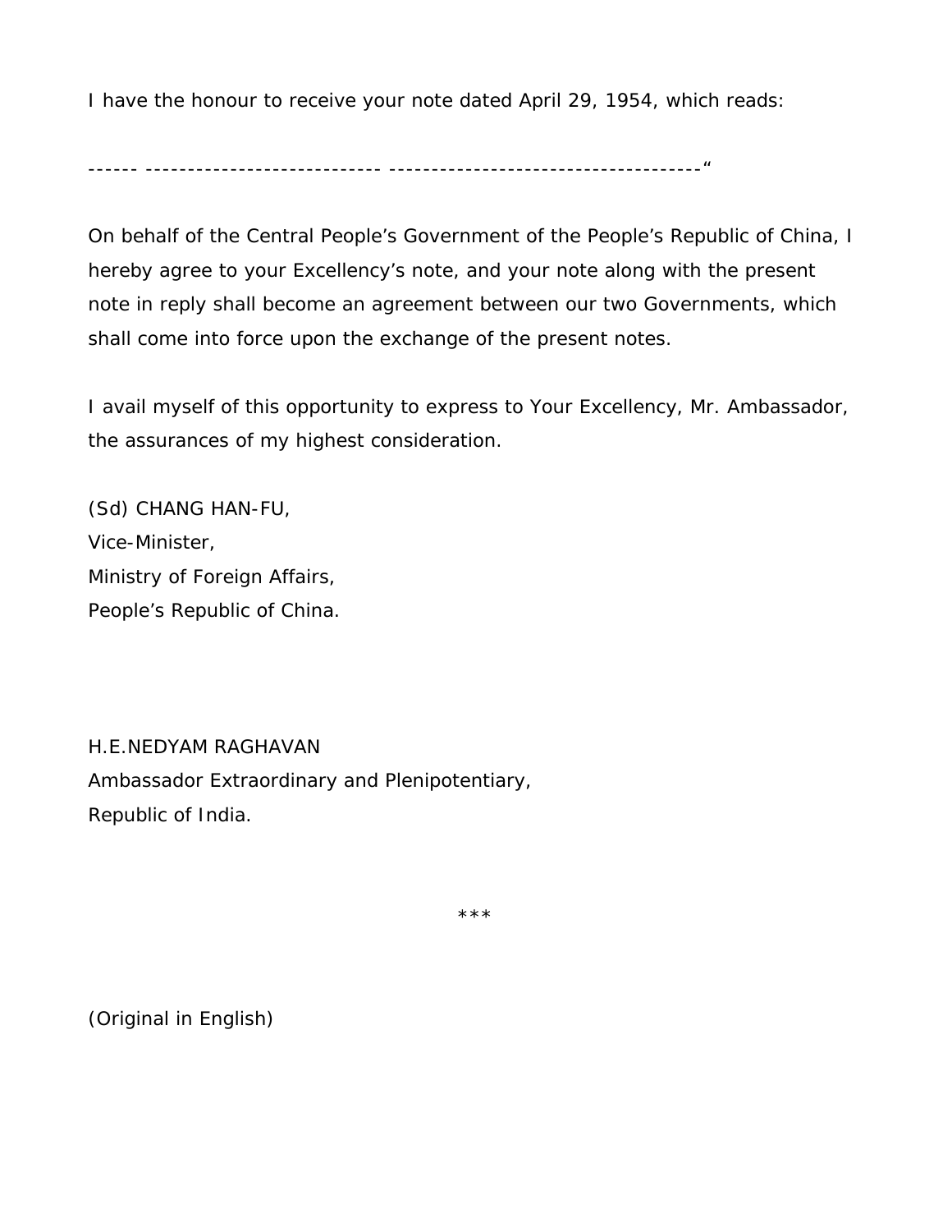I have the honour to receive your note dated April 29, 1954, which reads:

------ ---------------------------- -------------------------------------“

On behalf of the Central People’s Government of the People’s Republic of China, I hereby agree to your Excellency’s note, and your note along with the present note in reply shall become an agreement between our two Governments, which shall come into force upon the exchange of the present notes.

I avail myself of this opportunity to express to Your Excellency, Mr. Ambassador, the assurances of my highest consideration.

(Sd) CHANG HAN-FU,
Vice-Minister,
Ministry of Foreign Affairs,
People’s Republic of China.

H.E.NEDYAM RAGHAVAN
Ambassador Extraordinary and Plenipotentiary,
Republic of India.

***

(Original in English)